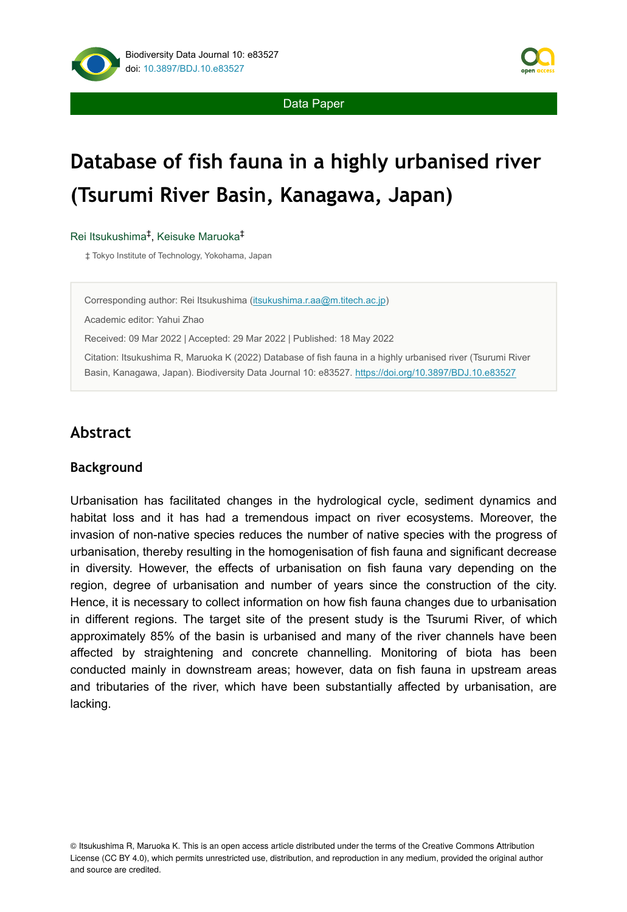Data Paper

# Database of fish fauna in a highly urbanised river (Tsurumi River Basin, Kanagawa, Japan)

Rei Itsukushima[‡], Keisuke Maruoka[‡]

‡ Tokyo Institute of Technology, Yokohama, Japan

Corresponding author: Rei Itsukushima (itsukushima.r.aa@m.titech.ac.jp)

Academic editor: Yahui Zhao

Received: 09 Mar 2022 | Accepted: 29 Mar 2022 | Published: 18 May 2022

Citation: Itsukushima R, Maruoka K (2022) Database of fish fauna in a highly urbanised river (Tsurumi River Basin, Kanagawa, Japan). Biodiversity Data Journal 10: e83527. https://doi.org/10.3897/BDJ.10.e83527

## Abstract

### Background

Urbanisation has facilitated changes in the hydrological cycle, sediment dynamics and habitat loss and it has had a tremendous impact on river ecosystems. Moreover, the invasion of non-native species reduces the number of native species with the progress of urbanisation, thereby resulting in the homogenisation of fish fauna and significant decrease in diversity. However, the effects of urbanisation on fish fauna vary depending on the region, degree of urbanisation and number of years since the construction of the city. Hence, it is necessary to collect information on how fish fauna changes due to urbanisation in different regions. The target site of the present study is the Tsurumi River, of which approximately 85% of the basin is urbanised and many of the river channels have been affected by straightening and concrete channelling. Monitoring of biota has been conducted mainly in downstream areas; however, data on fish fauna in upstream areas and tributaries of the river, which have been substantially affected by urbanisation, are lacking.

© Itsukushima R, Maruoka K. This is an open access article distributed under the terms of the Creative Commons Attribution License (CC BY 4.0), which permits unrestricted use, distribution, and reproduction in any medium, provided the original author and source are credited.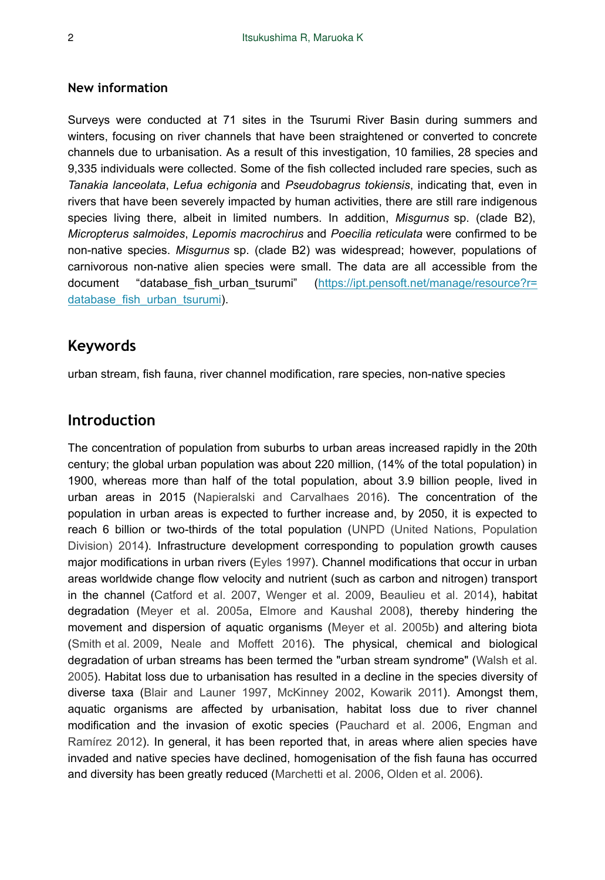## New information

Surveys were conducted at 71 sites in the Tsurumi River Basin during summers and winters, focusing on river channels that have been straightened or converted to concrete channels due to urbanisation. As a result of this investigation, 10 families, 28 species and 9,335 individuals were collected. Some of the fish collected included rare species, such as *Tanakia lanceolata*, *Lefua echigonia* and *Pseudobagrus tokiensis*, indicating that, even in rivers that have been severely impacted by human activities, there are still rare indigenous species living there, albeit in limited numbers. In addition, *Misgurnus* sp. (clade B2), *Micropterus salmoides*, *Lepomis macrochirus* and *Poecilia reticulata* were confirmed to be non-native species. *Misgurnus* sp. (clade B2) was widespread; however, populations of carnivorous non-native alien species were small. The data are all accessible from the document "database_fish_urban_tsurumi" (https://ipt.pensoft.net/manage/resource?r=database_fish_urban_tsurumi).

## Keywords

urban stream, fish fauna, river channel modification, rare species, non-native species

## Introduction

The concentration of population from suburbs to urban areas increased rapidly in the 20th century; the global urban population was about 220 million, (14% of the total population) in 1900, whereas more than half of the total population, about 3.9 billion people, lived in urban areas in 2015 (Napieralski and Carvalhaes 2016). The concentration of the population in urban areas is expected to further increase and, by 2050, it is expected to reach 6 billion or two-thirds of the total population (UNPD (United Nations, Population Division) 2014). Infrastructure development corresponding to population growth causes major modifications in urban rivers (Eyles 1997). Channel modifications that occur in urban areas worldwide change flow velocity and nutrient (such as carbon and nitrogen) transport in the channel (Catford et al. 2007, Wenger et al. 2009, Beaulieu et al. 2014), habitat degradation (Meyer et al. 2005a, Elmore and Kaushal 2008), thereby hindering the movement and dispersion of aquatic organisms (Meyer et al. 2005b) and altering biota (Smith et al. 2009, Neale and Moffett 2016). The physical, chemical and biological degradation of urban streams has been termed the "urban stream syndrome" (Walsh et al. 2005). Habitat loss due to urbanisation has resulted in a decline in the species diversity of diverse taxa (Blair and Launer 1997, McKinney 2002, Kowarik 2011). Amongst them, aquatic organisms are affected by urbanisation, habitat loss due to river channel modification and the invasion of exotic species (Pauchard et al. 2006, Engman and Ramírez 2012). In general, it has been reported that, in areas where alien species have invaded and native species have declined, homogenisation of the fish fauna has occurred and diversity has been greatly reduced (Marchetti et al. 2006, Olden et al. 2006).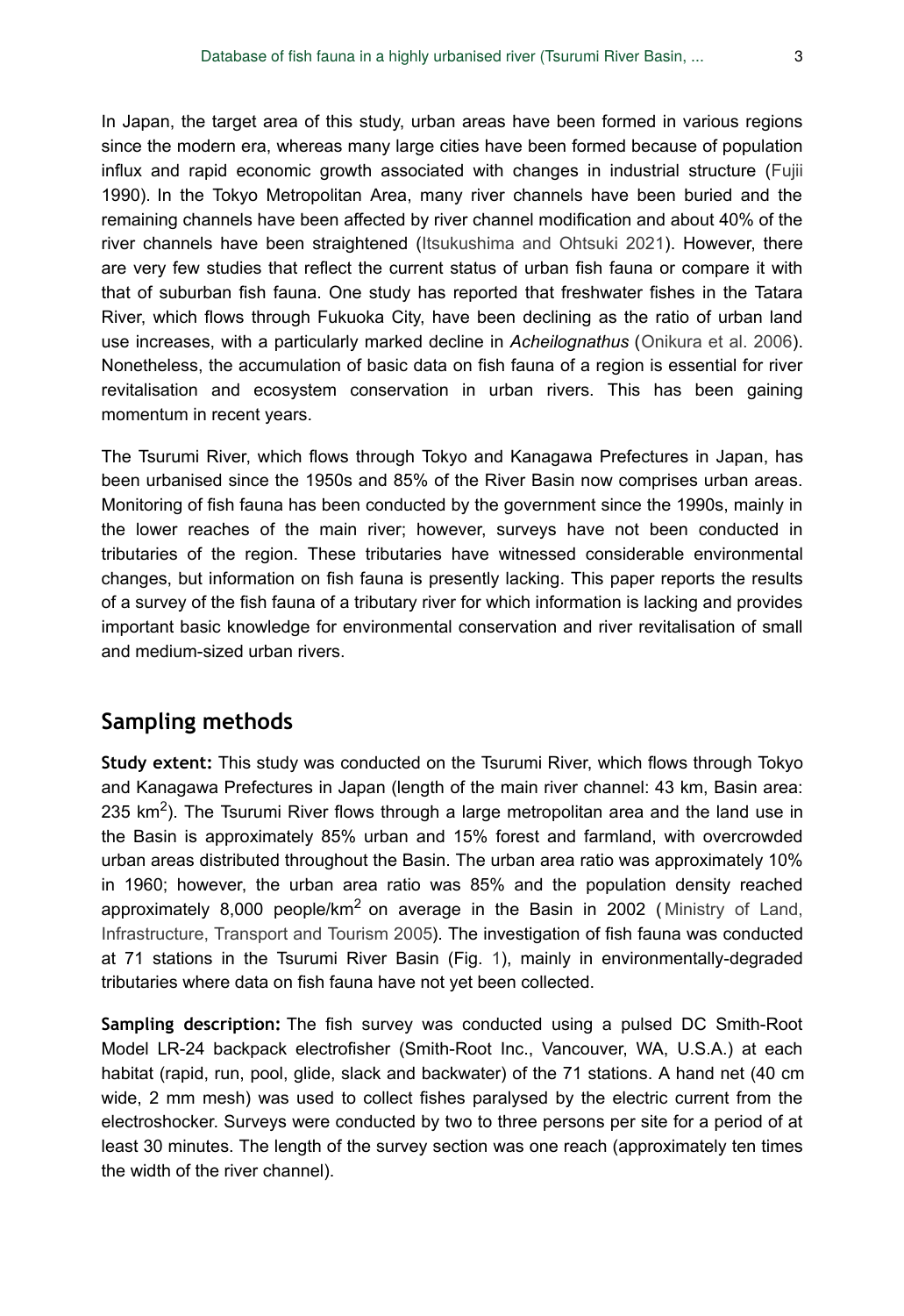In Japan, the target area of this study, urban areas have been formed in various regions since the modern era, whereas many large cities have been formed because of population influx and rapid economic growth associated with changes in industrial structure (Fujii 1990). In the Tokyo Metropolitan Area, many river channels have been buried and the remaining channels have been affected by river channel modification and about 40% of the river channels have been straightened (Itsukushima and Ohtsuki 2021). However, there are very few studies that reflect the current status of urban fish fauna or compare it with that of suburban fish fauna. One study has reported that freshwater fishes in the Tatara River, which flows through Fukuoka City, have been declining as the ratio of urban land use increases, with a particularly marked decline in *Acheilognathus* (Onikura et al. 2006). Nonetheless, the accumulation of basic data on fish fauna of a region is essential for river revitalisation and ecosystem conservation in urban rivers. This has been gaining momentum in recent years.

The Tsurumi River, which flows through Tokyo and Kanagawa Prefectures in Japan, has been urbanised since the 1950s and 85% of the River Basin now comprises urban areas. Monitoring of fish fauna has been conducted by the government since the 1990s, mainly in the lower reaches of the main river; however, surveys have not been conducted in tributaries of the region. These tributaries have witnessed considerable environmental changes, but information on fish fauna is presently lacking. This paper reports the results of a survey of the fish fauna of a tributary river for which information is lacking and provides important basic knowledge for environmental conservation and river revitalisation of small and medium-sized urban rivers.

## Sampling methods

**Study extent:** This study was conducted on the Tsurumi River, which flows through Tokyo and Kanagawa Prefectures in Japan (length of the main river channel: 43 km, Basin area: 235 km$^2$). The Tsurumi River flows through a large metropolitan area and the land use in the Basin is approximately 85% urban and 15% forest and farmland, with overcrowded urban areas distributed throughout the Basin. The urban area ratio was approximately 10% in 1960; however, the urban area ratio was 85% and the population density reached approximately 8,000 people/km$^2$ on average in the Basin in 2002 (Ministry of Land, Infrastructure, Transport and Tourism 2005). The investigation of fish fauna was conducted at 71 stations in the Tsurumi River Basin (Fig. 1), mainly in environmentally-degraded tributaries where data on fish fauna have not yet been collected.

**Sampling description:** The fish survey was conducted using a pulsed DC Smith-Root Model LR-24 backpack electrofisher (Smith-Root Inc., Vancouver, WA, U.S.A.) at each habitat (rapid, run, pool, glide, slack and backwater) of the 71 stations. A hand net (40 cm wide, 2 mm mesh) was used to collect fishes paralysed by the electric current from the electroshocker. Surveys were conducted by two to three persons per site for a period of at least 30 minutes. The length of the survey section was one reach (approximately ten times the width of the river channel).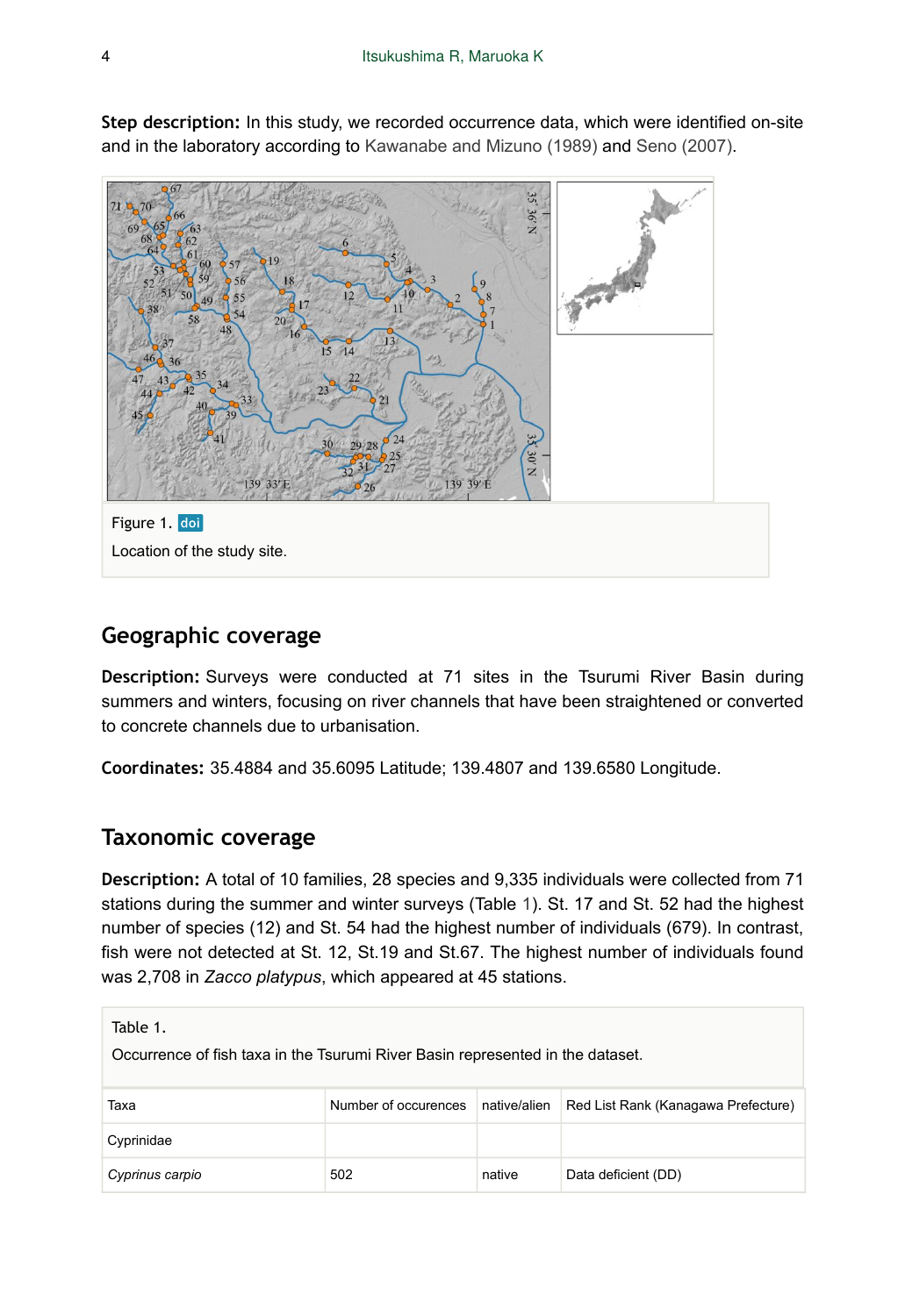**Step description:** In this study, we recorded occurrence data, which were identified on-site and in the laboratory according to Kawanabe and Mizuno (1989) and Seno (2007).

Figure 1. doi

Location of the study site.

## Geographic coverage

**Description:** Surveys were conducted at 71 sites in the Tsurumi River Basin during summers and winters, focusing on river channels that have been straightened or converted to concrete channels due to urbanisation.

**Coordinates:** 35.4884 and 35.6095 Latitude; 139.4807 and 139.6580 Longitude.

## Taxonomic coverage

**Description:** A total of 10 families, 28 species and 9,335 individuals were collected from 71 stations during the summer and winter surveys (Table 1). St. 17 and St. 52 had the highest number of species (12) and St. 54 had the highest number of individuals (679). In contrast, fish were not detected at St. 12, St.19 and St.67. The highest number of individuals found was 2,708 in *Zacco platypus*, which appeared at 45 stations.

Table 1.

Occurrence of fish taxa in the Tsurumi River Basin represented in the dataset.

| Taxa | Number of occurences | native/alien | Red List Rank (Kanagawa Prefecture) |
|---|---|---|---|
| Cyprinidae | | | |
| *Cyprinus carpio* | 502 | native | Data deficient (DD) |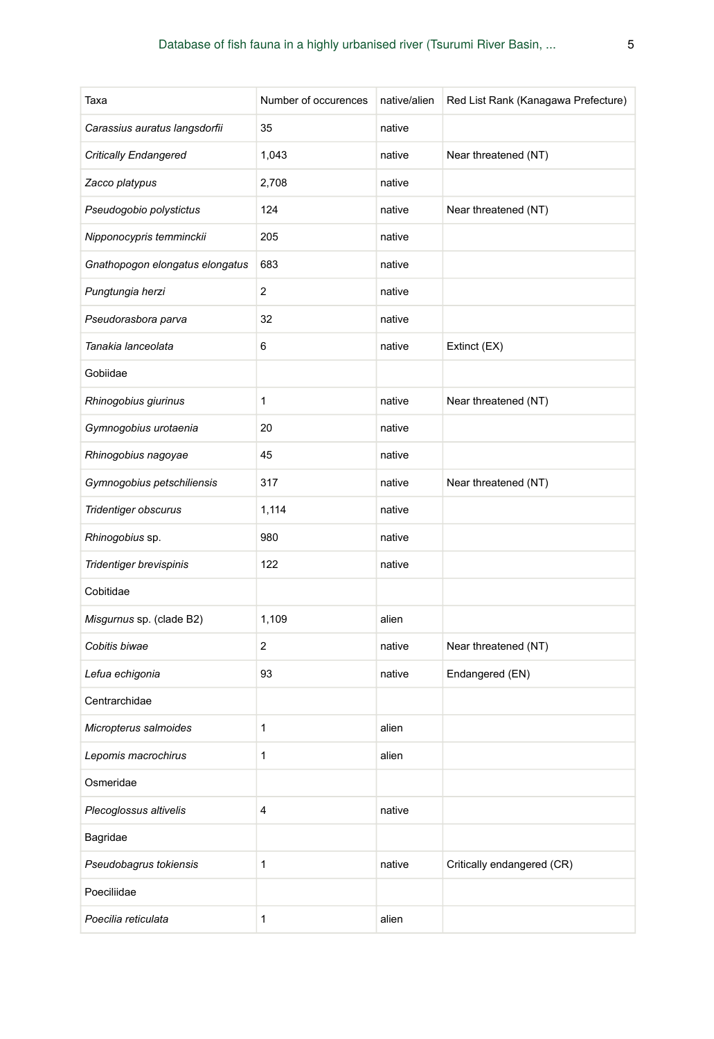| Taxa | Number of occurences | native/alien | Red List Rank (Kanagawa Prefecture) |
| --- | --- | --- | --- |
| *Carassius auratus langsdorfii* | 35 | native | |
| *Critically Endangered* | 1,043 | native | Near threatened (NT) |
| *Zacco platypus* | 2,708 | native | |
| *Pseudogobio polystictus* | 124 | native | Near threatened (NT) |
| *Nipponocypris temminckii* | 205 | native | |
| *Gnathopogon elongatus elongatus* | 683 | native | |
| *Pungtungia herzi* | 2 | native | |
| *Pseudorasbora parva* | 32 | native | |
| *Tanakia lanceolata* | 6 | native | Extinct (EX) |
| Gobiidae | | | |
| *Rhinogobius giurinus* | 1 | native | Near threatened (NT) |
| *Gymnogobius urotaenia* | 20 | native | |
| *Rhinogobius nagoyae* | 45 | native | |
| *Gymnogobius petschiliensis* | 317 | native | Near threatened (NT) |
| *Tridentiger obscurus* | 1,114 | native | |
| *Rhinogobius* sp. | 980 | native | |
| *Tridentiger brevispinis* | 122 | native | |
| Cobitidae | | | |
| *Misgurnus* sp. (clade B2) | 1,109 | alien | |
| *Cobitis biwae* | 2 | native | Near threatened (NT) |
| *Lefua echigonia* | 93 | native | Endangered (EN) |
| Centrarchidae | | | |
| *Micropterus salmoides* | 1 | alien | |
| *Lepomis macrochirus* | 1 | alien | |
| Osmeridae | | | |
| *Plecoglossus altivelis* | 4 | native | |
| Bagridae | | | |
| *Pseudobagrus tokiensis* | 1 | native | Critically endangered (CR) |
| Poeciliidae | | | |
| *Poecilia reticulata* | 1 | alien | |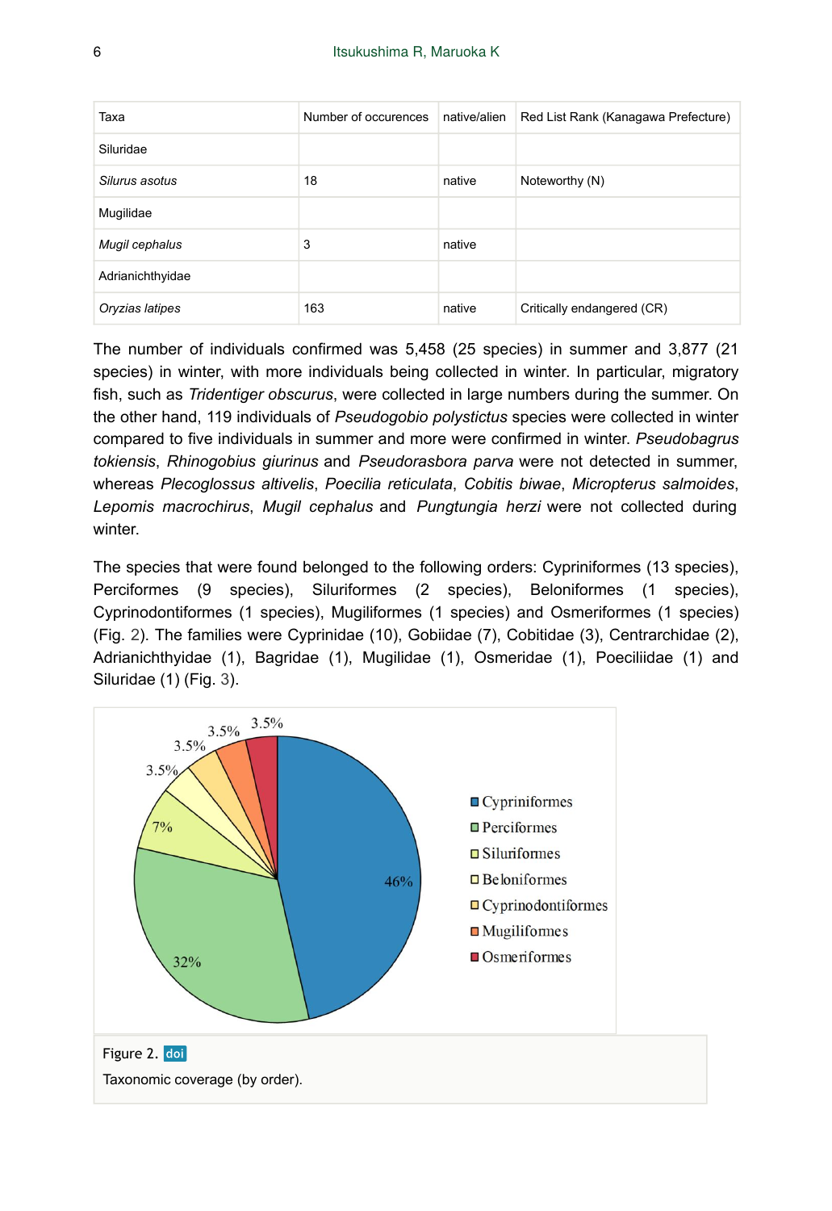| Taxa | Number of occurences | native/alien | Red List Rank (Kanagawa Prefecture) |
|---|---|---|---|
| Siluridae | | | |
| *Silurus asotus* | 18 | native | Noteworthy (N) |
| Mugilidae | | | |
| *Mugil cephalus* | 3 | native | |
| Adrianichthyidae | | | |
| *Oryzias latipes* | 163 | native | Critically endangered (CR) |

The number of individuals confirmed was 5,458 (25 species) in summer and 3,877 (21 species) in winter, with more individuals being collected in winter. In particular, migratory fish, such as *Tridentiger obscurus*, were collected in large numbers during the summer. On the other hand, 119 individuals of *Pseudogobio polystictus* species were collected in winter compared to five individuals in summer and more were confirmed in winter. *Pseudobagrus tokiensis*, *Rhinogobius giurinus* and *Pseudorasbora parva* were not detected in summer, whereas *Plecoglossus altivelis*, *Poecilia reticulata*, *Cobitis biwae*, *Micropterus salmoides*, *Lepomis macrochirus*, *Mugil cephalus* and *Pungtungia herzi* were not collected during winter.

The species that were found belonged to the following orders: Cypriniformes (13 species), Perciformes (9 species), Siluriformes (2 species), Beloniformes (1 species), Cyprinodontiformes (1 species), Mugiliformes (1 species) and Osmeriformes (1 species) (Fig. 2). The families were Cyprinidae (10), Gobiidae (7), Cobitidae (3), Centrarchidae (2), Adrianichthyidae (1), Bagridae (1), Mugilidae (1), Osmeridae (1), Poeciliidae (1) and Siluridae (1) (Fig. 3).

Figure 2. doi

Taxonomic coverage (by order).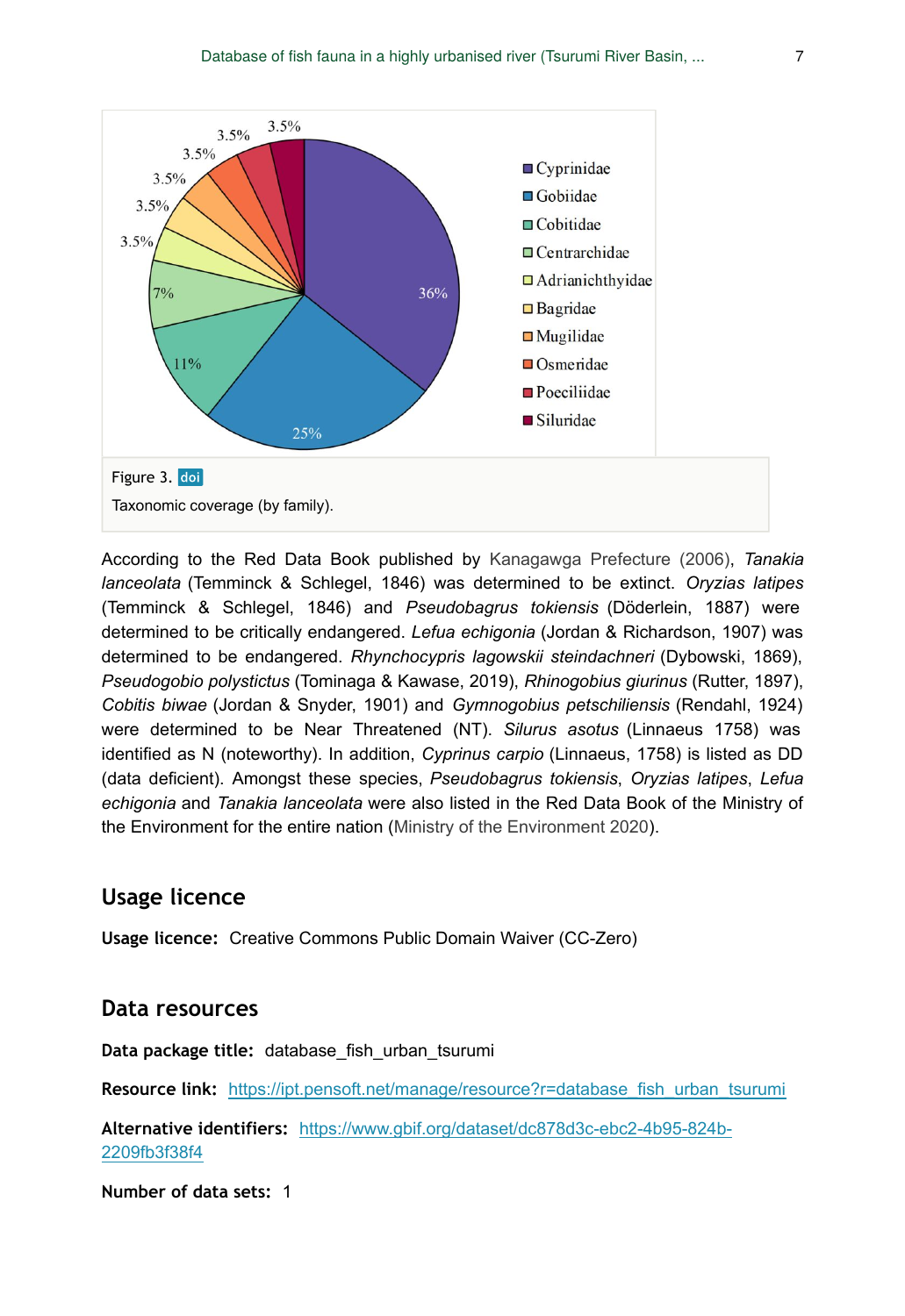Figure 3. doi

Taxonomic coverage (by family).

According to the Red Data Book published by Kanagawga Prefecture (2006), *Tanakia lanceolata* (Temminck & Schlegel, 1846) was determined to be extinct. *Oryzias latipes* (Temminck & Schlegel, 1846) and *Pseudobagrus tokiensis* (Döderlein, 1887) were determined to be critically endangered. *Lefua echigonia* (Jordan & Richardson, 1907) was determined to be endangered. *Rhynchocypris lagowskii steindachneri* (Dybowski, 1869), *Pseudogobio polystictus* (Tominaga & Kawase, 2019), *Rhinogobius giurinus* (Rutter, 1897), *Cobitis biwae* (Jordan & Snyder, 1901) and *Gymnogobius petschiliensis* (Rendahl, 1924) were determined to be Near Threatened (NT). *Silurus asotus* (Linnaeus 1758) was identified as N (noteworthy). In addition, *Cyprinus carpio* (Linnaeus, 1758) is listed as DD (data deficient). Amongst these species, *Pseudobagrus tokiensis*, *Oryzias latipes*, *Lefua echigonia* and *Tanakia lanceolata* were also listed in the Red Data Book of the Ministry of the Environment for the entire nation (Ministry of the Environment 2020).

## Usage licence

**Usage licence:** Creative Commons Public Domain Waiver (CC-Zero)

## Data resources

**Data package title:** database_fish_urban_tsurumi

**Resource link:** https://ipt.pensoft.net/manage/resource?r=database_fish_urban_tsurumi

**Alternative identifiers:** https://www.gbif.org/dataset/dc878d3c-ebc2-4b95-824b-2209fb3f38f4

**Number of data sets:** 1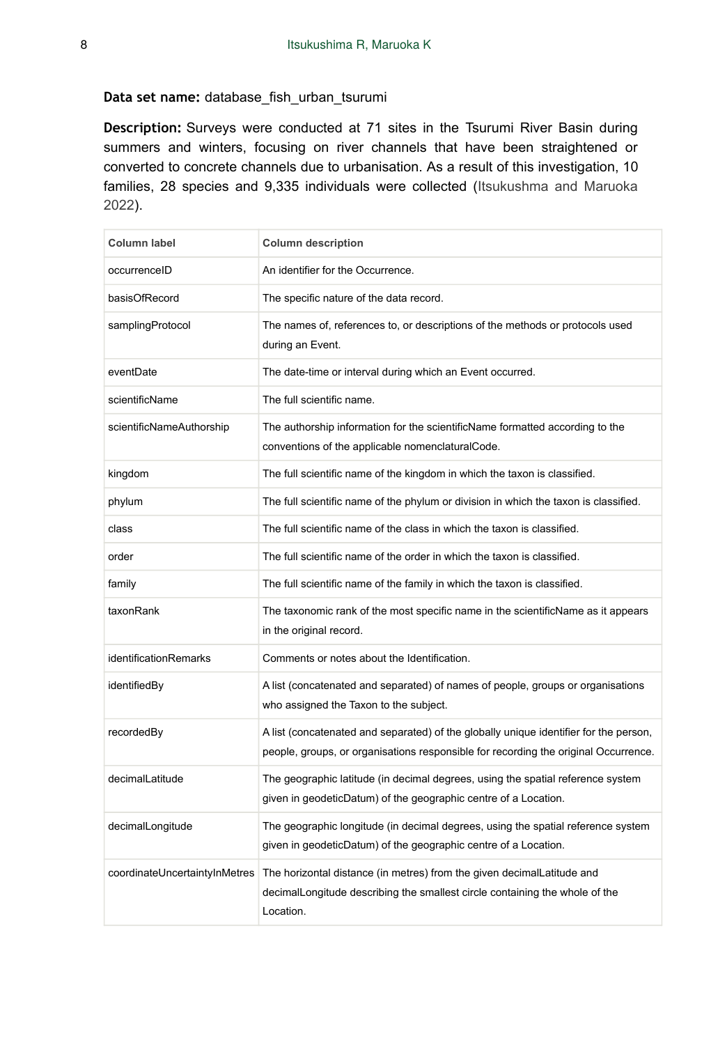**Data set name:** database_fish_urban_tsurumi

**Description:** Surveys were conducted at 71 sites in the Tsurumi River Basin during summers and winters, focusing on river channels that have been straightened or converted to concrete channels due to urbanisation. As a result of this investigation, 10 families, 28 species and 9,335 individuals were collected (Itsukushma and Maruoka 2022).

| Column label | Column description |
|---|---|
| occurrenceID | An identifier for the Occurrence. |
| basisOfRecord | The specific nature of the data record. |
| samplingProtocol | The names of, references to, or descriptions of the methods or protocols used during an Event. |
| eventDate | The date-time or interval during which an Event occurred. |
| scientificName | The full scientific name. |
| scientificNameAuthorship | The authorship information for the scientificName formatted according to the conventions of the applicable nomenclaturalCode. |
| kingdom | The full scientific name of the kingdom in which the taxon is classified. |
| phylum | The full scientific name of the phylum or division in which the taxon is classified. |
| class | The full scientific name of the class in which the taxon is classified. |
| order | The full scientific name of the order in which the taxon is classified. |
| family | The full scientific name of the family in which the taxon is classified. |
| taxonRank | The taxonomic rank of the most specific name in the scientificName as it appears in the original record. |
| identificationRemarks | Comments or notes about the Identification. |
| identifiedBy | A list (concatenated and separated) of names of people, groups or organisations who assigned the Taxon to the subject. |
| recordedBy | A list (concatenated and separated) of the globally unique identifier for the person, people, groups, or organisations responsible for recording the original Occurrence. |
| decimalLatitude | The geographic latitude (in decimal degrees, using the spatial reference system given in geodeticDatum) of the geographic centre of a Location. |
| decimalLongitude | The geographic longitude (in decimal degrees, using the spatial reference system given in geodeticDatum) of the geographic centre of a Location. |
| coordinateUncertaintyInMetres | The horizontal distance (in metres) from the given decimalLatitude and decimalLongitude describing the smallest circle containing the whole of the Location. |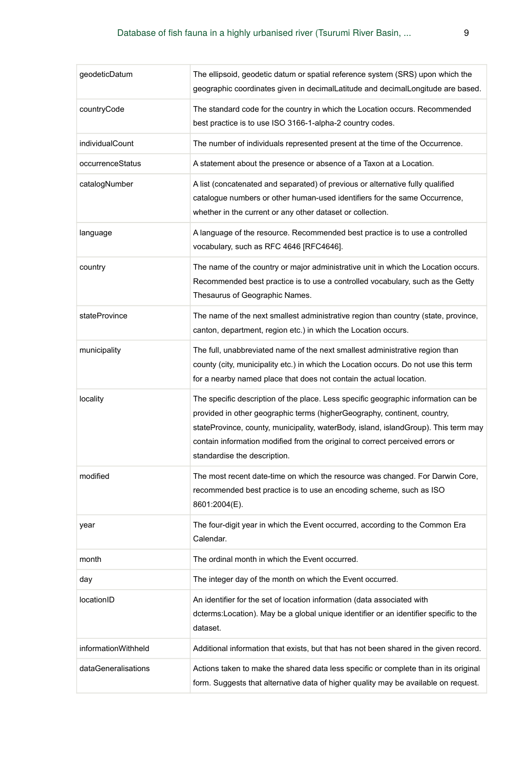| | |
|---|---|
| geodeticDatum | The ellipsoid, geodetic datum or spatial reference system (SRS) upon which the geographic coordinates given in decimalLatitude and decimalLongitude are based. |
| countryCode | The standard code for the country in which the Location occurs. Recommended best practice is to use ISO 3166-1-alpha-2 country codes. |
| individualCount | The number of individuals represented present at the time of the Occurrence. |
| occurrenceStatus | A statement about the presence or absence of a Taxon at a Location. |
| catalogNumber | A list (concatenated and separated) of previous or alternative fully qualified catalogue numbers or other human-used identifiers for the same Occurrence, whether in the current or any other dataset or collection. |
| language | A language of the resource. Recommended best practice is to use a controlled vocabulary, such as RFC 4646 [RFC4646]. |
| country | The name of the country or major administrative unit in which the Location occurs. Recommended best practice is to use a controlled vocabulary, such as the Getty Thesaurus of Geographic Names. |
| stateProvince | The name of the next smallest administrative region than country (state, province, canton, department, region etc.) in which the Location occurs. |
| municipality | The full, unabbreviated name of the next smallest administrative region than county (city, municipality etc.) in which the Location occurs. Do not use this term for a nearby named place that does not contain the actual location. |
| locality | The specific description of the place. Less specific geographic information can be provided in other geographic terms (higherGeography, continent, country, stateProvince, county, municipality, waterBody, island, islandGroup). This term may contain information modified from the original to correct perceived errors or standardise the description. |
| modified | The most recent date-time on which the resource was changed. For Darwin Core, recommended best practice is to use an encoding scheme, such as ISO 8601:2004(E). |
| year | The four-digit year in which the Event occurred, according to the Common Era Calendar. |
| month | The ordinal month in which the Event occurred. |
| day | The integer day of the month on which the Event occurred. |
| locationID | An identifier for the set of location information (data associated with dcterms:Location). May be a global unique identifier or an identifier specific to the dataset. |
| informationWithheld | Additional information that exists, but that has not been shared in the given record. |
| dataGeneralisations | Actions taken to make the shared data less specific or complete than in its original form. Suggests that alternative data of higher quality may be available on request. |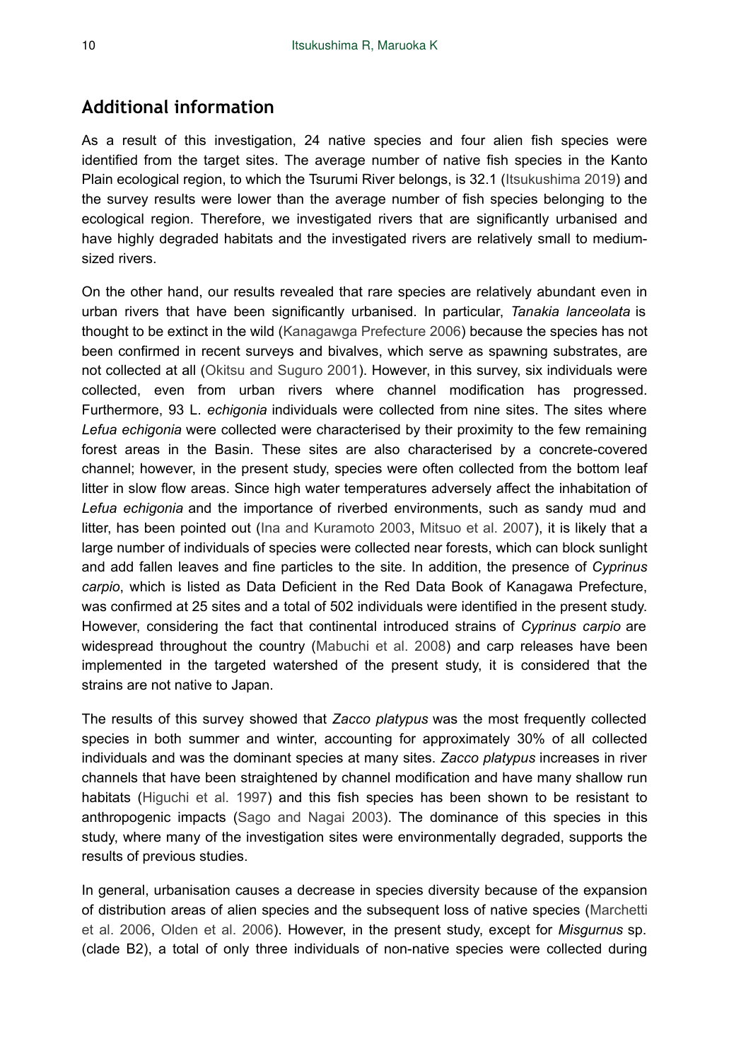## Additional information

As a result of this investigation, 24 native species and four alien fish species were identified from the target sites. The average number of native fish species in the Kanto Plain ecological region, to which the Tsurumi River belongs, is 32.1 (Itsukushima 2019) and the survey results were lower than the average number of fish species belonging to the ecological region. Therefore, we investigated rivers that are significantly urbanised and have highly degraded habitats and the investigated rivers are relatively small to medium-sized rivers.

On the other hand, our results revealed that rare species are relatively abundant even in urban rivers that have been significantly urbanised. In particular, *Tanakia lanceolata* is thought to be extinct in the wild (Kanagawga Prefecture 2006) because the species has not been confirmed in recent surveys and bivalves, which serve as spawning substrates, are not collected at all (Okitsu and Suguro 2001). However, in this survey, six individuals were collected, even from urban rivers where channel modification has progressed. Furthermore, 93 L. *echigonia* individuals were collected from nine sites. The sites where *Lefua echigonia* were collected were characterised by their proximity to the few remaining forest areas in the Basin. These sites are also characterised by a concrete-covered channel; however, in the present study, species were often collected from the bottom leaf litter in slow flow areas. Since high water temperatures adversely affect the inhabitation of *Lefua echigonia* and the importance of riverbed environments, such as sandy mud and litter, has been pointed out (Ina and Kuramoto 2003, Mitsuo et al. 2007), it is likely that a large number of individuals of species were collected near forests, which can block sunlight and add fallen leaves and fine particles to the site. In addition, the presence of *Cyprinus carpio*, which is listed as Data Deficient in the Red Data Book of Kanagawa Prefecture, was confirmed at 25 sites and a total of 502 individuals were identified in the present study. However, considering the fact that continental introduced strains of *Cyprinus carpio* are widespread throughout the country (Mabuchi et al. 2008) and carp releases have been implemented in the targeted watershed of the present study, it is considered that the strains are not native to Japan.

The results of this survey showed that *Zacco platypus* was the most frequently collected species in both summer and winter, accounting for approximately 30% of all collected individuals and was the dominant species at many sites. *Zacco platypus* increases in river channels that have been straightened by channel modification and have many shallow run habitats (Higuchi et al. 1997) and this fish species has been shown to be resistant to anthropogenic impacts (Sago and Nagai 2003). The dominance of this species in this study, where many of the investigation sites were environmentally degraded, supports the results of previous studies.

In general, urbanisation causes a decrease in species diversity because of the expansion of distribution areas of alien species and the subsequent loss of native species (Marchetti et al. 2006, Olden et al. 2006). However, in the present study, except for *Misgurnus* sp. (clade B2), a total of only three individuals of non-native species were collected during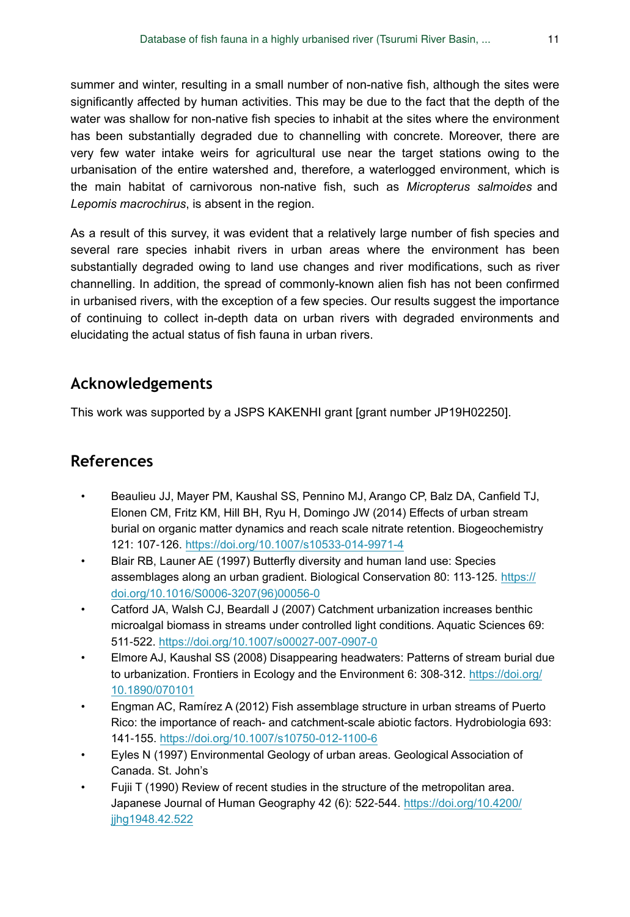summer and winter, resulting in a small number of non-native fish, although the sites were significantly affected by human activities. This may be due to the fact that the depth of the water was shallow for non-native fish species to inhabit at the sites where the environment has been substantially degraded due to channelling with concrete. Moreover, there are very few water intake weirs for agricultural use near the target stations owing to the urbanisation of the entire watershed and, therefore, a waterlogged environment, which is the main habitat of carnivorous non-native fish, such as *Micropterus salmoides* and *Lepomis macrochirus*, is absent in the region.

As a result of this survey, it was evident that a relatively large number of fish species and several rare species inhabit rivers in urban areas where the environment has been substantially degraded owing to land use changes and river modifications, such as river channelling. In addition, the spread of commonly-known alien fish has not been confirmed in urbanised rivers, with the exception of a few species. Our results suggest the importance of continuing to collect in-depth data on urban rivers with degraded environments and elucidating the actual status of fish fauna in urban rivers.

## Acknowledgements

This work was supported by a JSPS KAKENHI grant [grant number JP19H02250].

## References

- Beaulieu JJ, Mayer PM, Kaushal SS, Pennino MJ, Arango CP, Balz DA, Canfield TJ, Elonen CM, Fritz KM, Hill BH, Ryu H, Domingo JW (2014) Effects of urban stream burial on organic matter dynamics and reach scale nitrate retention. Biogeochemistry 121: 107-126. https://doi.org/10.1007/s10533-014-9971-4
- Blair RB, Launer AE (1997) Butterfly diversity and human land use: Species assemblages along an urban gradient. Biological Conservation 80: 113-125. https://doi.org/10.1016/S0006-3207(96)00056-0
- Catford JA, Walsh CJ, Beardall J (2007) Catchment urbanization increases benthic microalgal biomass in streams under controlled light conditions. Aquatic Sciences 69: 511-522. https://doi.org/10.1007/s00027-007-0907-0
- Elmore AJ, Kaushal SS (2008) Disappearing headwaters: Patterns of stream burial due to urbanization. Frontiers in Ecology and the Environment 6: 308-312. https://doi.org/10.1890/070101
- Engman AC, Ramírez A (2012) Fish assemblage structure in urban streams of Puerto Rico: the importance of reach- and catchment-scale abiotic factors. Hydrobiologia 693: 141-155. https://doi.org/10.1007/s10750-012-1100-6
- Eyles N (1997) Environmental Geology of urban areas. Geological Association of Canada. St. John's
- Fujii T (1990) Review of recent studies in the structure of the metropolitan area. Japanese Journal of Human Geography 42 (6): 522-544. https://doi.org/10.4200/jjhg1948.42.522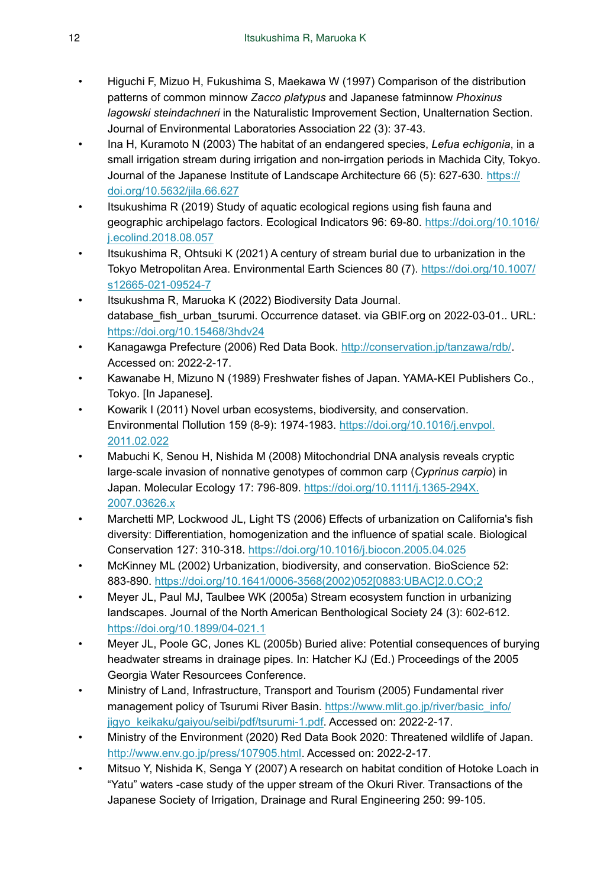- Higuchi F, Mizuo H, Fukushima S, Maekawa W (1997) Comparison of the distribution patterns of common minnow *Zacco platypus* and Japanese fatminnow *Phoxinus lagowski steindachneri* in the Naturalistic Improvement Section, Unalternation Section. Journal of Environmental Laboratories Association 22 (3): 37-43.
- Ina H, Kuramoto N (2003) The habitat of an endangered species, *Lefua echigonia*, in a small irrigation stream during irrigation and non-irrgation periods in Machida City, Tokyo. Journal of the Japanese Institute of Landscape Architecture 66 (5): 627-630. https://doi.org/10.5632/jila.66.627
- Itsukushima R (2019) Study of aquatic ecological regions using fish fauna and geographic archipelago factors. Ecological Indicators 96: 69-80. https://doi.org/10.1016/j.ecolind.2018.08.057
- Itsukushima R, Ohtsuki K (2021) A century of stream burial due to urbanization in the Tokyo Metropolitan Area. Environmental Earth Sciences 80 (7). https://doi.org/10.1007/s12665-021-09524-7
- Itsukushma R, Maruoka K (2022) Biodiversity Data Journal. database_fish_urban_tsurumi. Occurrence dataset. via GBIF.org on 2022-03-01.. URL: https://doi.org/10.15468/3hdv24
- Kanagawga Prefecture (2006) Red Data Book. http://conservation.jp/tanzawa/rdb/. Accessed on: 2022-2-17.
- Kawanabe H, Mizuno N (1989) Freshwater fishes of Japan. YAMA-KEI Publishers Co., Tokyo. [In Japanese].
- Kowarik I (2011) Novel urban ecosystems, biodiversity, and conservation. Environmental Пollution 159 (8-9): 1974-1983. https://doi.org/10.1016/j.envpol.2011.02.022
- Mabuchi K, Senou H, Nishida M (2008) Mitochondrial DNA analysis reveals cryptic large-scale invasion of nonnative genotypes of common carp (*Cyprinus carpio*) in Japan. Molecular Ecology 17: 796-809. https://doi.org/10.1111/j.1365-294X.2007.03626.x
- Marchetti MP, Lockwood JL, Light TS (2006) Effects of urbanization on California's fish diversity: Differentiation, homogenization and the influence of spatial scale. Biological Conservation 127: 310-318. https://doi.org/10.1016/j.biocon.2005.04.025
- McKinney ML (2002) Urbanization, biodiversity, and conservation. BioScience 52: 883-890. https://doi.org/10.1641/0006-3568(2002)052[0883:UBAC]2.0.CO;2
- Meyer JL, Paul MJ, Taulbee WK (2005a) Stream ecosystem function in urbanizing landscapes. Journal of the North American Benthological Society 24 (3): 602-612. https://doi.org/10.1899/04-021.1
- Meyer JL, Poole GC, Jones KL (2005b) Buried alive: Potential consequences of burying headwater streams in drainage pipes. In: Hatcher KJ (Ed.) Proceedings of the 2005 Georgia Water Resourcees Conference.
- Ministry of Land, Infrastructure, Transport and Tourism (2005) Fundamental river management policy of Tsurumi River Basin. https://www.mlit.go.jp/river/basic_info/jigyo_keikaku/gaiyou/seibi/pdf/tsurumi-1.pdf. Accessed on: 2022-2-17.
- Ministry of the Environment (2020) Red Data Book 2020: Threatened wildlife of Japan. http://www.env.go.jp/press/107905.html. Accessed on: 2022-2-17.
- Mitsuo Y, Nishida K, Senga Y (2007) A research on habitat condition of Hotoke Loach in “Yatu” waters -case study of the upper stream of the Okuri River. Transactions of the Japanese Society of Irrigation, Drainage and Rural Engineering 250: 99-105.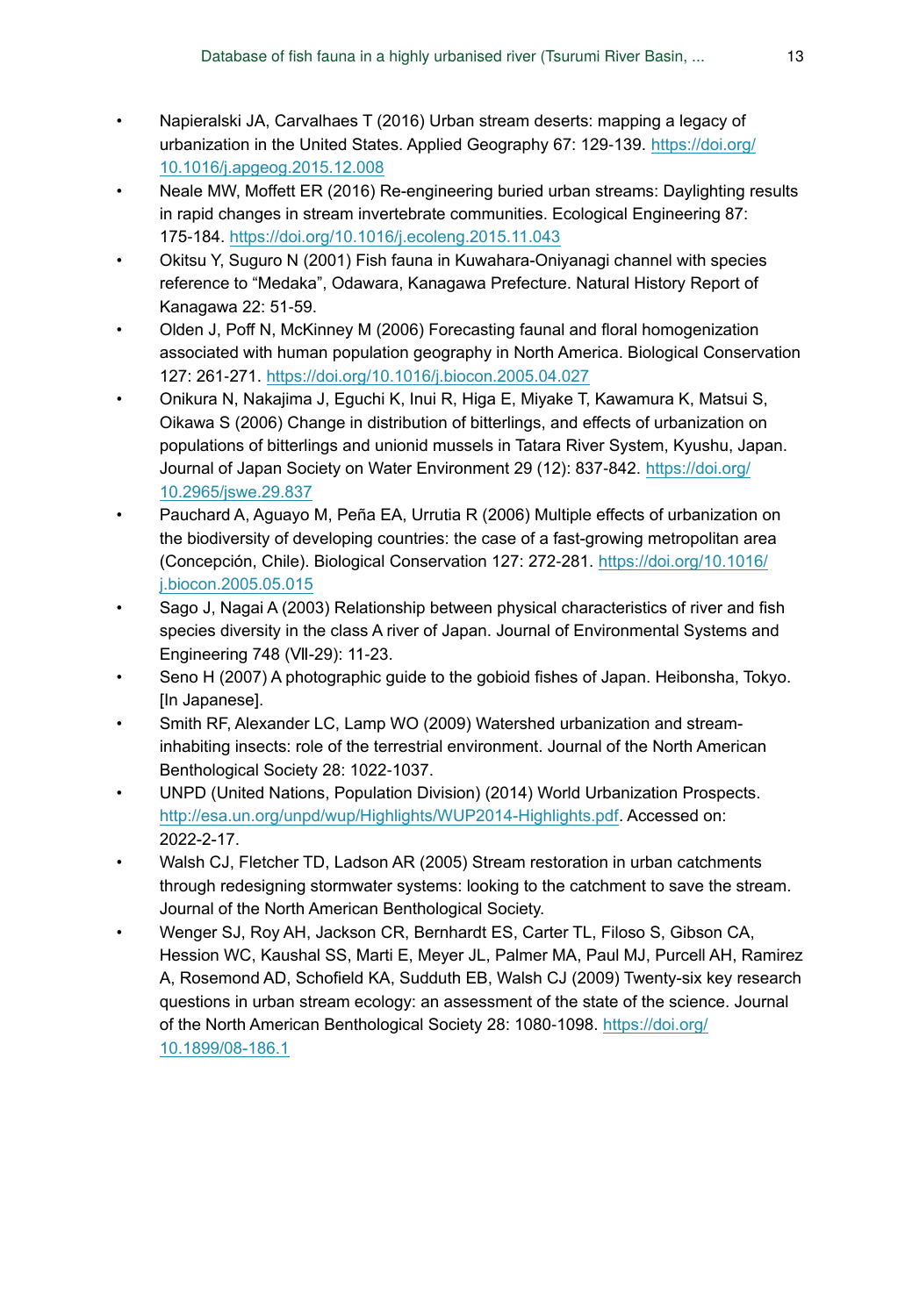- Napieralski JA, Carvalhaes T (2016) Urban stream deserts: mapping a legacy of urbanization in the United States. Applied Geography 67: 129-139. https://doi.org/10.1016/j.apgeog.2015.12.008
- Neale MW, Moffett ER (2016) Re-engineering buried urban streams: Daylighting results in rapid changes in stream invertebrate communities. Ecological Engineering 87: 175-184. https://doi.org/10.1016/j.ecoleng.2015.11.043
- Okitsu Y, Suguro N (2001) Fish fauna in Kuwahara-Oniyanagi channel with species reference to "Medaka", Odawara, Kanagawa Prefecture. Natural History Report of Kanagawa 22: 51-59.
- Olden J, Poff N, McKinney M (2006) Forecasting faunal and floral homogenization associated with human population geography in North America. Biological Conservation 127: 261-271. https://doi.org/10.1016/j.biocon.2005.04.027
- Onikura N, Nakajima J, Eguchi K, Inui R, Higa E, Miyake T, Kawamura K, Matsui S, Oikawa S (2006) Change in distribution of bitterlings, and effects of urbanization on populations of bitterlings and unionid mussels in Tatara River System, Kyushu, Japan. Journal of Japan Society on Water Environment 29 (12): 837-842. https://doi.org/10.2965/jswe.29.837
- Pauchard A, Aguayo M, Peña EA, Urrutia R (2006) Multiple effects of urbanization on the biodiversity of developing countries: the case of a fast-growing metropolitan area (Concepción, Chile). Biological Conservation 127: 272-281. https://doi.org/10.1016/j.biocon.2005.05.015
- Sago J, Nagai A (2003) Relationship between physical characteristics of river and fish species diversity in the class A river of Japan. Journal of Environmental Systems and Engineering 748 (VII-29): 11-23.
- Seno H (2007) A photographic guide to the gobioid fishes of Japan. Heibonsha, Tokyo. [In Japanese].
- Smith RF, Alexander LC, Lamp WO (2009) Watershed urbanization and stream-inhabiting insects: role of the terrestrial environment. Journal of the North American Benthological Society 28: 1022-1037.
- UNPD (United Nations, Population Division) (2014) World Urbanization Prospects. http://esa.un.org/unpd/wup/Highlights/WUP2014-Highlights.pdf. Accessed on: 2022-2-17.
- Walsh CJ, Fletcher TD, Ladson AR (2005) Stream restoration in urban catchments through redesigning stormwater systems: looking to the catchment to save the stream. Journal of the North American Benthological Society.
- Wenger SJ, Roy AH, Jackson CR, Bernhardt ES, Carter TL, Filoso S, Gibson CA, Hession WC, Kaushal SS, Marti E, Meyer JL, Palmer MA, Paul MJ, Purcell AH, Ramirez A, Rosemond AD, Schofield KA, Sudduth EB, Walsh CJ (2009) Twenty-six key research questions in urban stream ecology: an assessment of the state of the science. Journal of the North American Benthological Society 28: 1080-1098. https://doi.org/10.1899/08-186.1